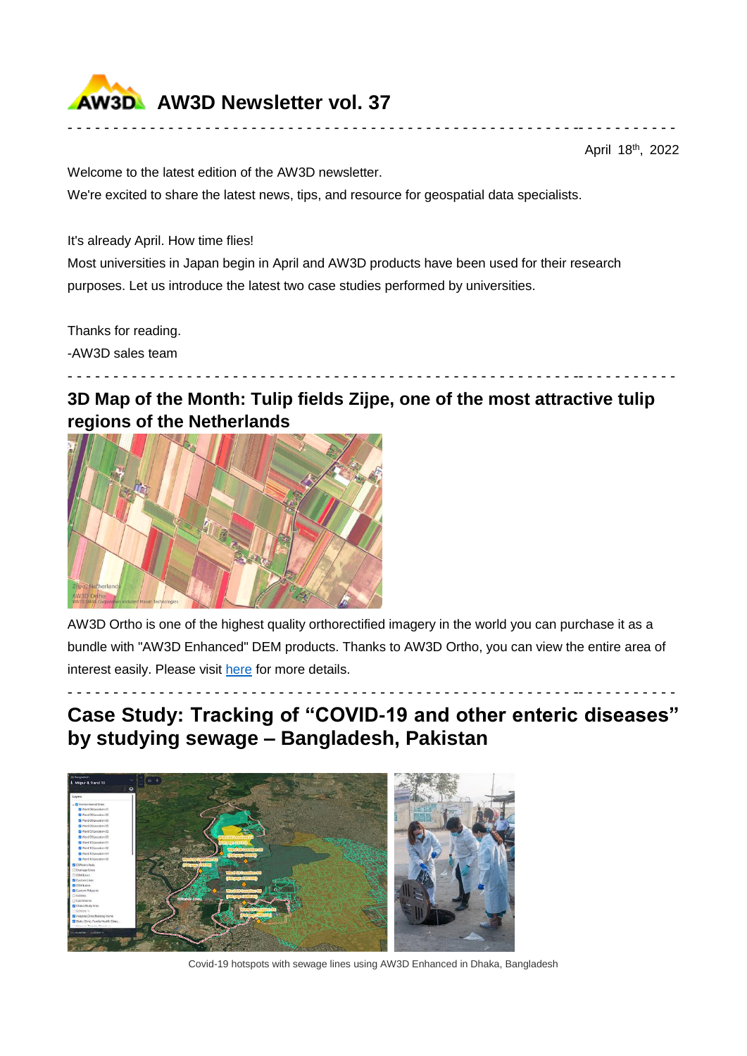# AW3D Newsletter vol. 37

April 18th, 2022

Welcome to the latest edition of the AW3D newsletter.

We're excited to share the latest news, tips, and resource for geospatial data specialists.

It's already April. How time flies!

Most universities in Japan begin in April and AW3D products have been used for their research purposes. Let us introduce the latest two case studies performed by universities.

Thanks for reading.

-AW3D sales team

---

## 3D Map of the Month: Tulip fields Zijpe, one of the most attractive tulip regions of the Netherlands

AW3D Ortho is one of the highest quality orthorectified imagery in the world you can purchase it as a bundle with "AW3D Enhanced" DEM products. Thanks to AW3D Ortho, you can view the entire area of interest easily. Please visit [here]() for more details.

---

## Case Study: Tracking of "COVID-19 and other enteric diseases" by studying sewage – Bangladesh, Pakistan

Covid-19 hotspots with sewage lines using AW3D Enhanced in Dhaka, Bangladesh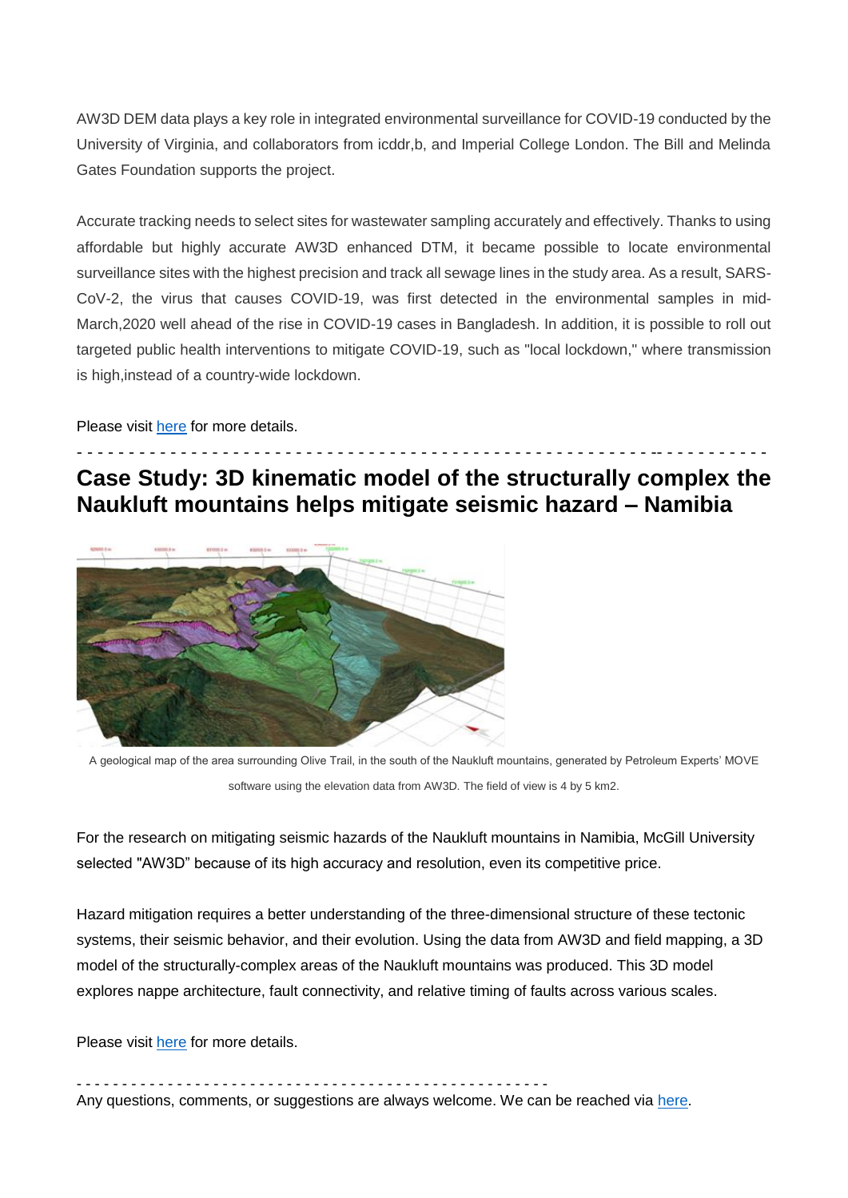AW3D DEM data plays a key role in integrated environmental surveillance for COVID-19 conducted by the University of Virginia, and collaborators from icddr,b, and Imperial College London. The Bill and Melinda Gates Foundation supports the project.

Accurate tracking needs to select sites for wastewater sampling accurately and effectively. Thanks to using affordable but highly accurate AW3D enhanced DTM, it became possible to locate environmental surveillance sites with the highest precision and track all sewage lines in the study area. As a result, SARS-CoV-2, the virus that causes COVID-19, was first detected in the environmental samples in mid-March,2020 well ahead of the rise in COVID-19 cases in Bangladesh. In addition, it is possible to roll out targeted public health interventions to mitigate COVID-19, such as "local lockdown," where transmission is high,instead of a country-wide lockdown.

Please visit here for more details.

- - - - - - - - - - - - - - - - - - - - - - - - - - - - - - - - - - - - - - - - - - - - - - - - - - - - - - - - - - - - - - - - - - - -

## Case Study: 3D kinematic model of the structurally complex the Naukluft mountains helps mitigate seismic hazard – Namibia

A geological map of the area surrounding Olive Trail, in the south of the Naukluft mountains, generated by Petroleum Experts' MOVE software using the elevation data from AW3D. The field of view is 4 by 5 km2.

For the research on mitigating seismic hazards of the Naukluft mountains in Namibia, McGill University selected "AW3D" because of its high accuracy and resolution, even its competitive price.

Hazard mitigation requires a better understanding of the three-dimensional structure of these tectonic systems, their seismic behavior, and their evolution. Using the data from AW3D and field mapping, a 3D model of the structurally-complex areas of the Naukluft mountains was produced. This 3D model explores nappe architecture, fault connectivity, and relative timing of faults across various scales.

Please visit here for more details.

- - - - - - - - - - - - - - - - - - - - - - - - - - - - - - - - - - - - - - - - - - - - - - - - - - -

Any questions, comments, or suggestions are always welcome. We can be reached via here.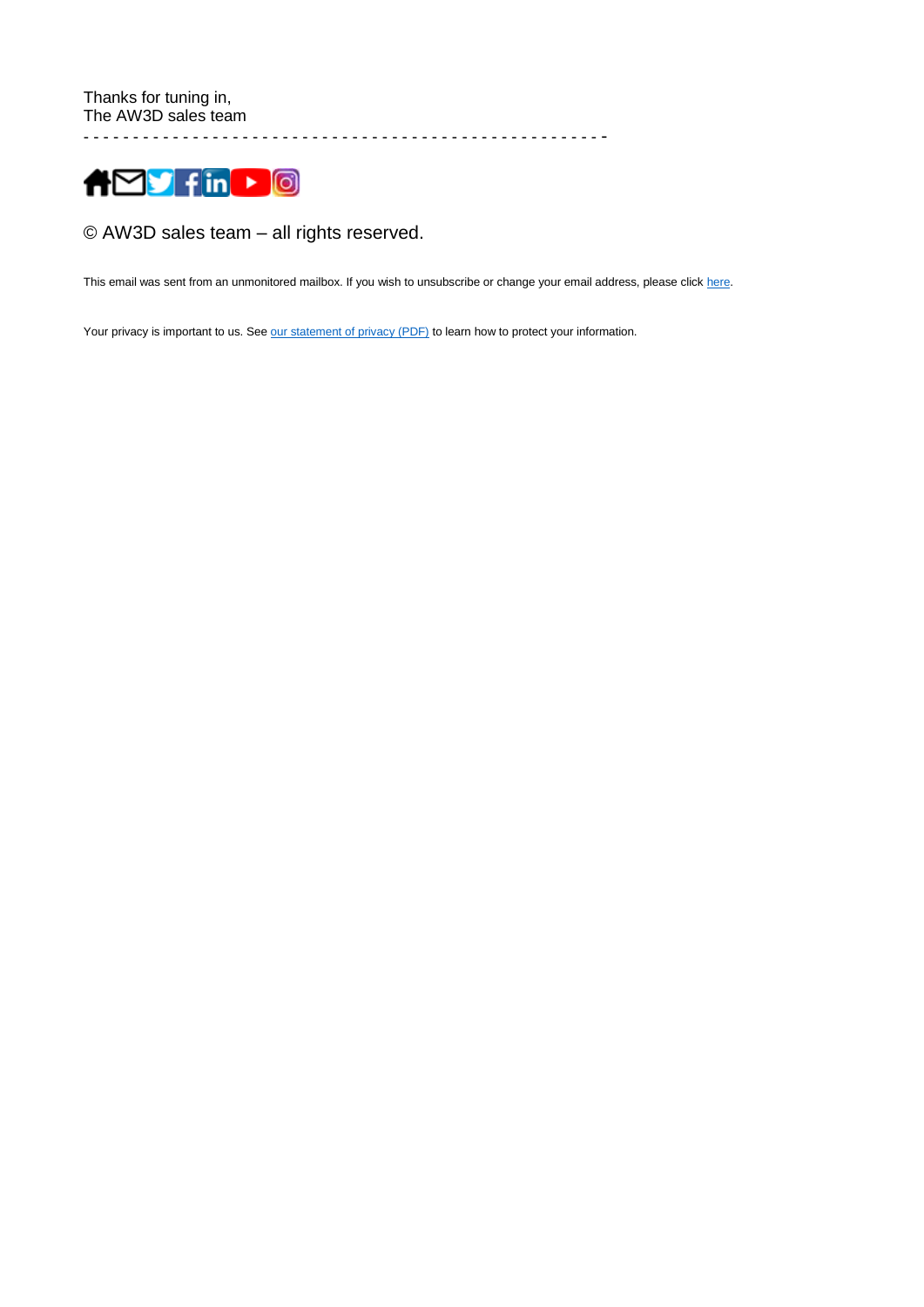Thanks for tuning in,
The AW3D sales team

- - - - - - - - - - - - - - - - - - - - - - - - - - - - - - - - - - - - - - - - - - - - - - - - - - - - -

© AW3D sales team – all rights reserved.

This email was sent from an unmonitored mailbox. If you wish to unsubscribe or change your email address, please click here.

Your privacy is important to us. See our statement of privacy (PDF) to learn how to protect your information.